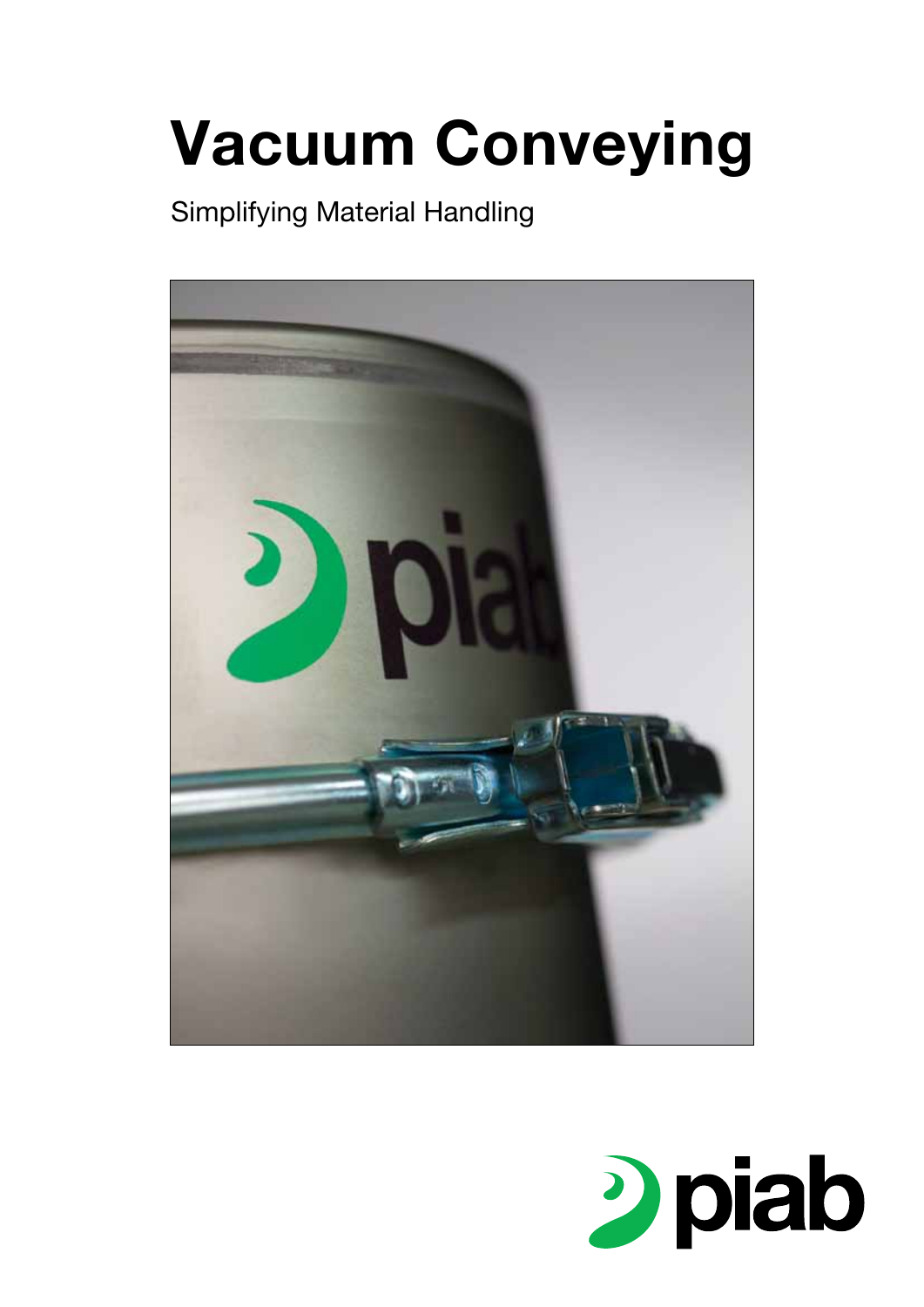# Vacuum Conveying

Simplifying Material Handling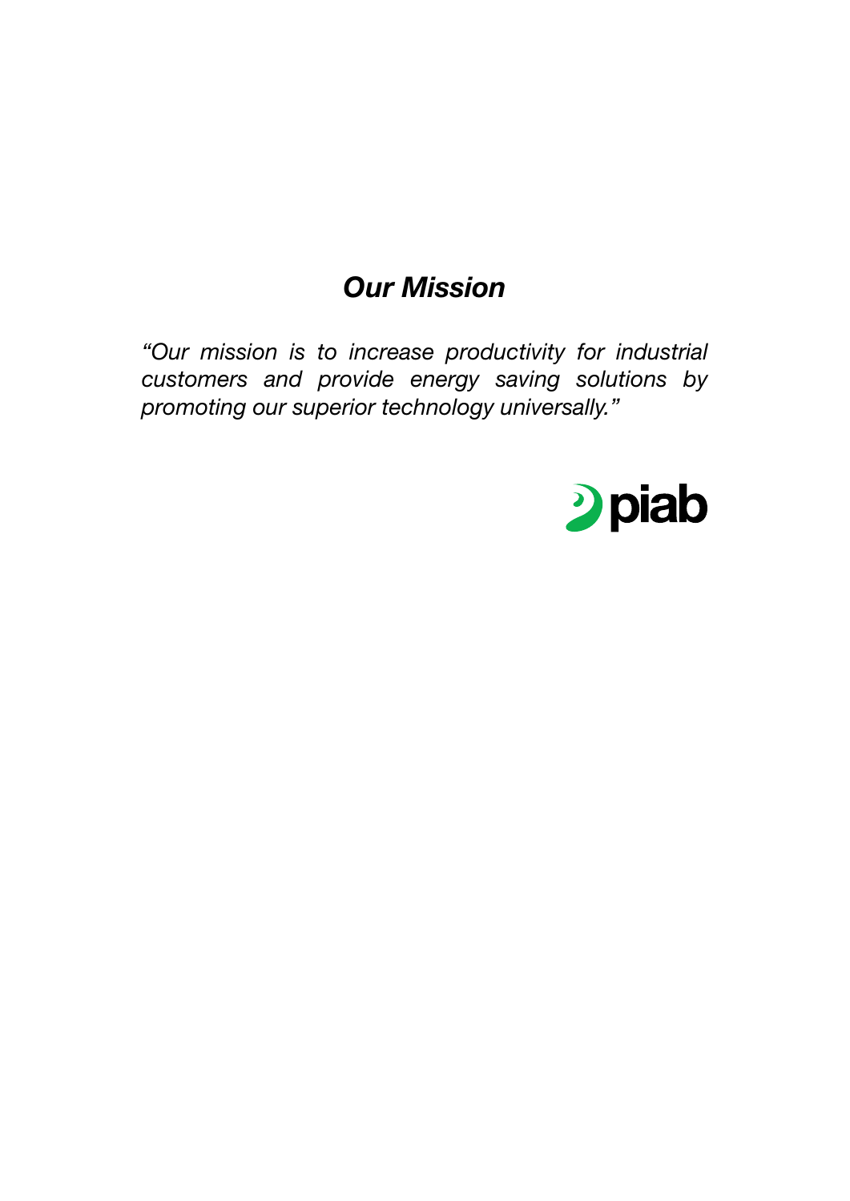## *Our Mission*

*"Our mission is to increase productivity for industrial customers and provide energy saving solutions by promoting our superior technology universally."*

piab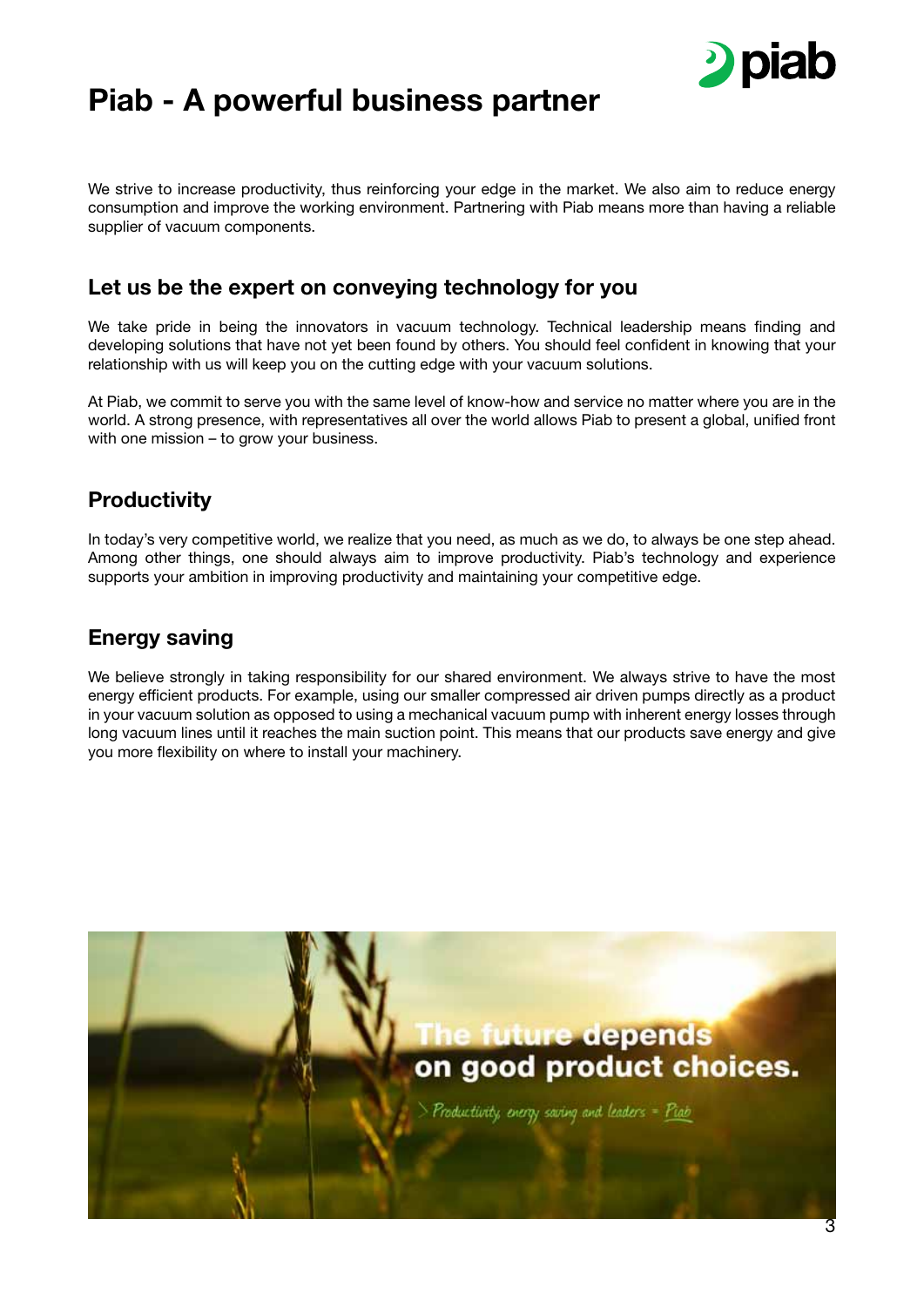# Piab - A powerful business partner

We strive to increase productivity, thus reinforcing your edge in the market. We also aim to reduce energy consumption and improve the working environment. Partnering with Piab means more than having a reliable supplier of vacuum components.

## Let us be the expert on conveying technology for you

We take pride in being the innovators in vacuum technology. Technical leadership means finding and developing solutions that have not yet been found by others. You should feel confident in knowing that your relationship with us will keep you on the cutting edge with your vacuum solutions.

At Piab, we commit to serve you with the same level of know-how and service no matter where you are in the world. A strong presence, with representatives all over the world allows Piab to present a global, unified front with one mission – to grow your business.

## Productivity

In today's very competitive world, we realize that you need, as much as we do, to always be one step ahead. Among other things, one should always aim to improve productivity. Piab's technology and experience supports your ambition in improving productivity and maintaining your competitive edge.

## Energy saving

We believe strongly in taking responsibility for our shared environment. We always strive to have the most energy efficient products. For example, using our smaller compressed air driven pumps directly as a product in your vacuum solution as opposed to using a mechanical vacuum pump with inherent energy losses through long vacuum lines until it reaches the main suction point. This means that our products save energy and give you more flexibility on where to install your machinery.

**The future depends on good product choices.**

> Productivity, energy saving and leaders = Piab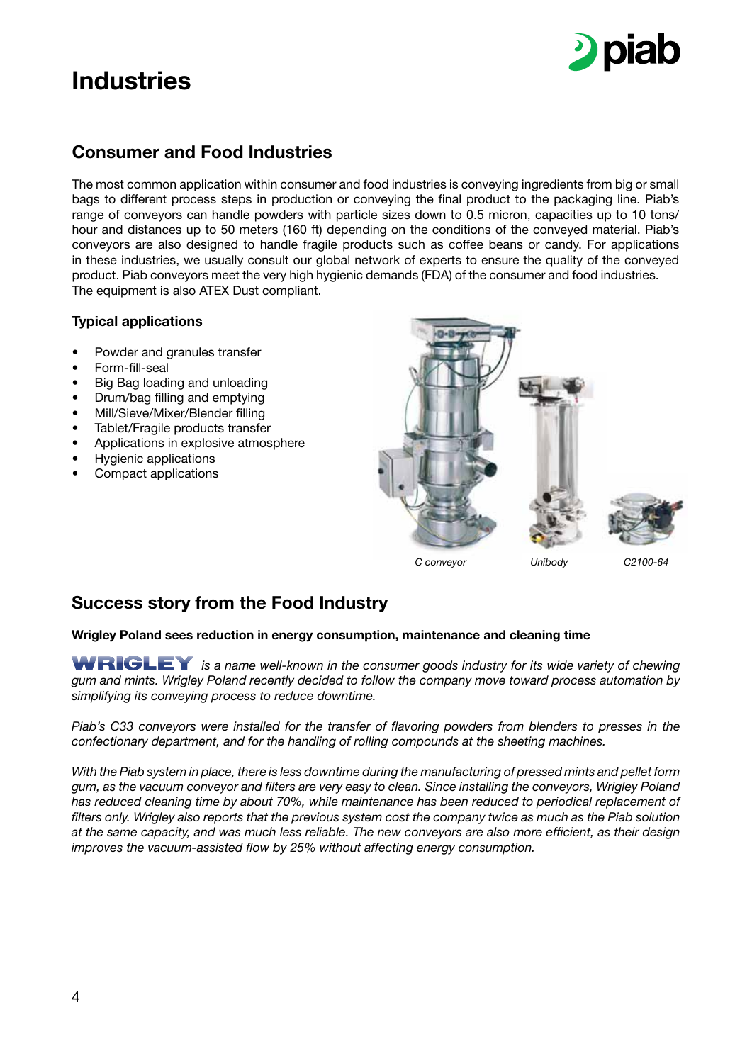# Industries

## Consumer and Food Industries

The most common application within consumer and food industries is conveying ingredients from big or small bags to different process steps in production or conveying the final product to the packaging line. Piab's range of conveyors can handle powders with particle sizes down to 0.5 micron, capacities up to 10 tons/hour and distances up to 50 meters (160 ft) depending on the conditions of the conveyed material. Piab's conveyors are also designed to handle fragile products such as coffee beans or candy. For applications in these industries, we usually consult our global network of experts to ensure the quality of the conveyed product. Piab conveyors meet the very high hygienic demands (FDA) of the consumer and food industries. The equipment is also ATEX Dust compliant.

### Typical applications

- Powder and granules transfer
- Form-fill-seal
- Big Bag loading and unloading
- Drum/bag filling and emptying
- Mill/Sieve/Mixer/Blender filling
- Tablet/Fragile products transfer
- Applications in explosive atmosphere
- Hygienic applications
- Compact applications

*C conveyor* *Unibody* *C2100-64*

## Success story from the Food Industry

**Wrigley Poland sees reduction in energy consumption, maintenance and cleaning time**

**WRIGLEY** *is a name well-known in the consumer goods industry for its wide variety of chewing gum and mints. Wrigley Poland recently decided to follow the company move toward process automation by simplifying its conveying process to reduce downtime.*

*Piab's C33 conveyors were installed for the transfer of flavoring powders from blenders to presses in the confectionary department, and for the handling of rolling compounds at the sheeting machines.*

*With the Piab system in place, there is less downtime during the manufacturing of pressed mints and pellet form gum, as the vacuum conveyor and filters are very easy to clean. Since installing the conveyors, Wrigley Poland has reduced cleaning time by about 70%, while maintenance has been reduced to periodical replacement of filters only. Wrigley also reports that the previous system cost the company twice as much as the Piab solution at the same capacity, and was much less reliable. The new conveyors are also more efficient, as their design improves the vacuum-assisted flow by 25% without affecting energy consumption.*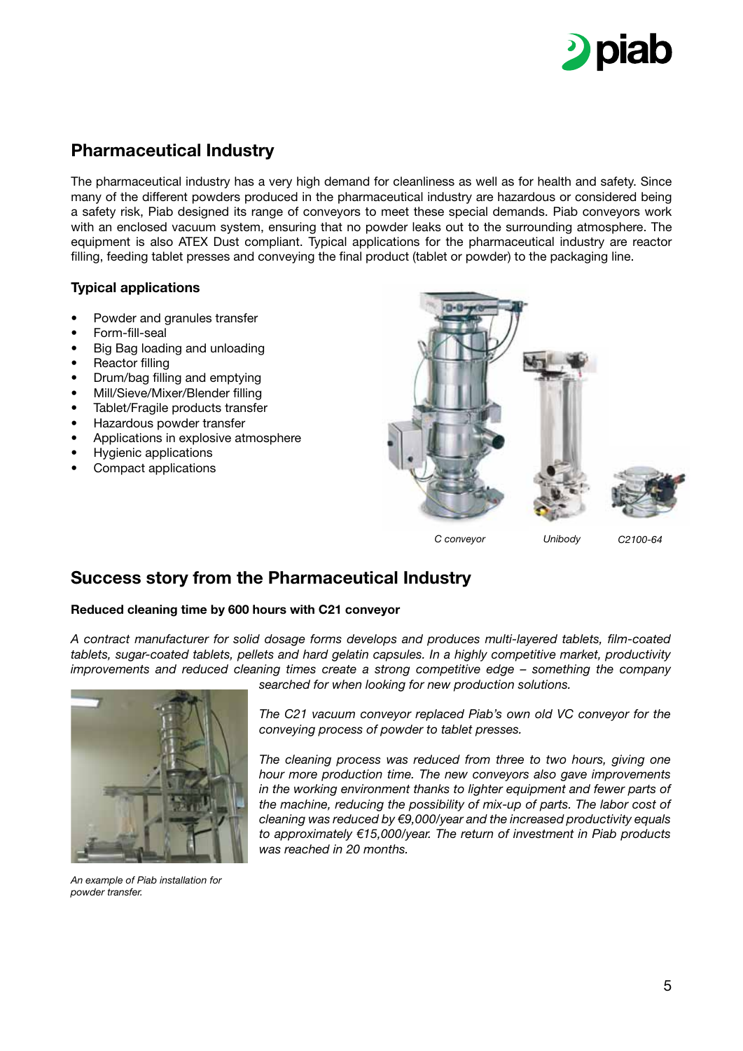## Pharmaceutical Industry

The pharmaceutical industry has a very high demand for cleanliness as well as for health and safety. Since many of the different powders produced in the pharmaceutical industry are hazardous or considered being a safety risk, Piab designed its range of conveyors to meet these special demands. Piab conveyors work with an enclosed vacuum system, ensuring that no powder leaks out to the surrounding atmosphere. The equipment is also ATEX Dust compliant. Typical applications for the pharmaceutical industry are reactor filling, feeding tablet presses and conveying the final product (tablet or powder) to the packaging line.

### Typical applications

- Powder and granules transfer
- Form-fill-seal
- Big Bag loading and unloading
- Reactor filling
- Drum/bag filling and emptying
- Mill/Sieve/Mixer/Blender filling
- Tablet/Fragile products transfer
- Hazardous powder transfer
- Applications in explosive atmosphere
- Hygienic applications
- Compact applications

*C conveyor* *Unibody* *C2100-64*

## Success story from the Pharmaceutical Industry

**Reduced cleaning time by 600 hours with C21 conveyor**

*A contract manufacturer for solid dosage forms develops and produces multi-layered tablets, film-coated tablets, sugar-coated tablets, pellets and hard gelatin capsules. In a highly competitive market, productivity improvements and reduced cleaning times create a strong competitive edge – something the company searched for when looking for new production solutions.*

*The C21 vacuum conveyor replaced Piab's own old VC conveyor for the conveying process of powder to tablet presses.*

*The cleaning process was reduced from three to two hours, giving one hour more production time. The new conveyors also gave improvements in the working environment thanks to lighter equipment and fewer parts of the machine, reducing the possibility of mix-up of parts. The labor cost of cleaning was reduced by €9,000/year and the increased productivity equals to approximately €15,000/year. The return of investment in Piab products was reached in 20 months.*

*An example of Piab installation for powder transfer.*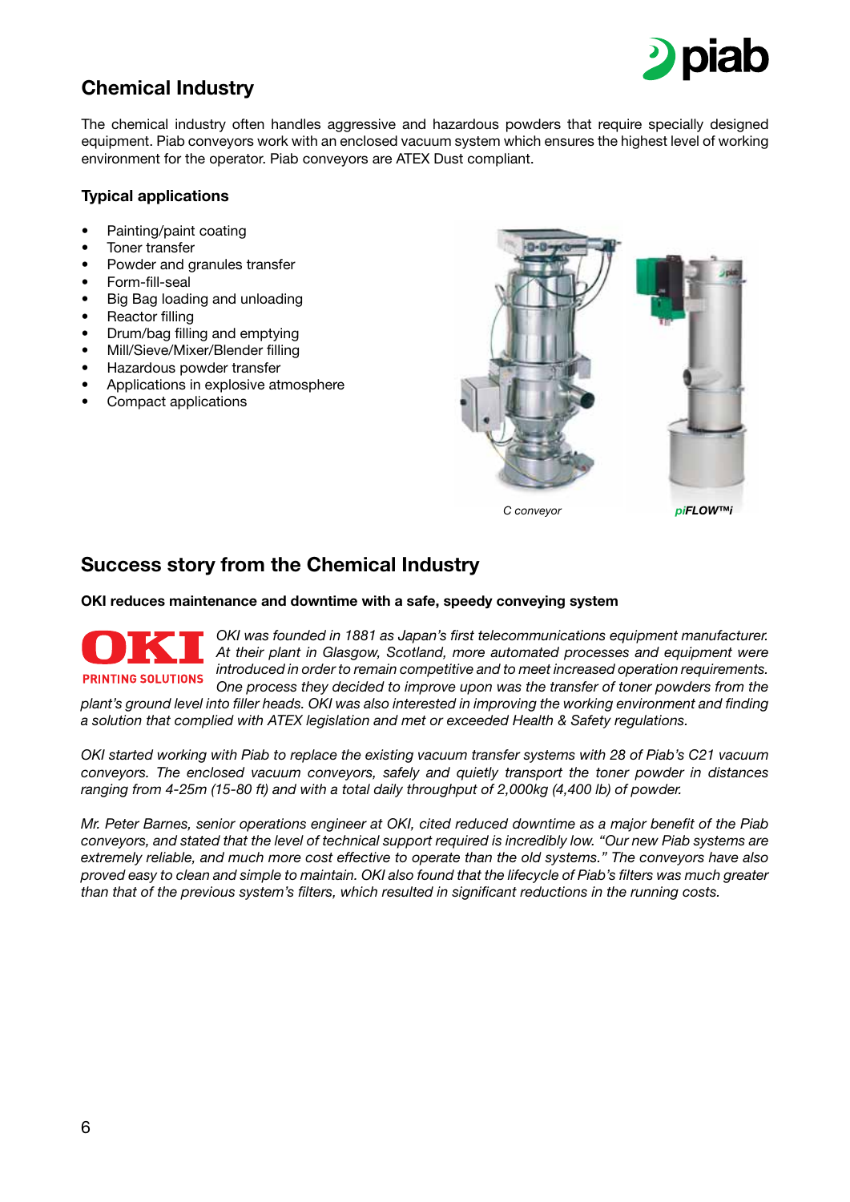## Chemical Industry

The chemical industry often handles aggressive and hazardous powders that require specially designed equipment. Piab conveyors work with an enclosed vacuum system which ensures the highest level of working environment for the operator. Piab conveyors are ATEX Dust compliant.

### Typical applications

- Painting/paint coating
- Toner transfer
- Powder and granules transfer
- Form-fill-seal
- Big Bag loading and unloading
- Reactor filling
- Drum/bag filling and emptying
- Mill/Sieve/Mixer/Blender filling
- Hazardous powder transfer
- Applications in explosive atmosphere
- Compact applications

*C conveyor* *piFLOW™i*

## Success story from the Chemical Industry

**OKI reduces maintenance and downtime with a safe, speedy conveying system**

*OKI was founded in 1881 as Japan's first telecommunications equipment manufacturer. At their plant in Glasgow, Scotland, more automated processes and equipment were introduced in order to remain competitive and to meet increased operation requirements. One process they decided to improve upon was the transfer of toner powders from the plant's ground level into filler heads. OKI was also interested in improving the working environment and finding a solution that complied with ATEX legislation and met or exceeded Health & Safety regulations.*

*OKI started working with Piab to replace the existing vacuum transfer systems with 28 of Piab's C21 vacuum conveyors. The enclosed vacuum conveyors, safely and quietly transport the toner powder in distances ranging from 4-25m (15-80 ft) and with a total daily throughput of 2,000kg (4,400 lb) of powder.*

*Mr. Peter Barnes, senior operations engineer at OKI, cited reduced downtime as a major benefit of the Piab conveyors, and stated that the level of technical support required is incredibly low. "Our new Piab systems are extremely reliable, and much more cost effective to operate than the old systems." The conveyors have also proved easy to clean and simple to maintain. OKI also found that the lifecycle of Piab's filters was much greater than that of the previous system's filters, which resulted in significant reductions in the running costs.*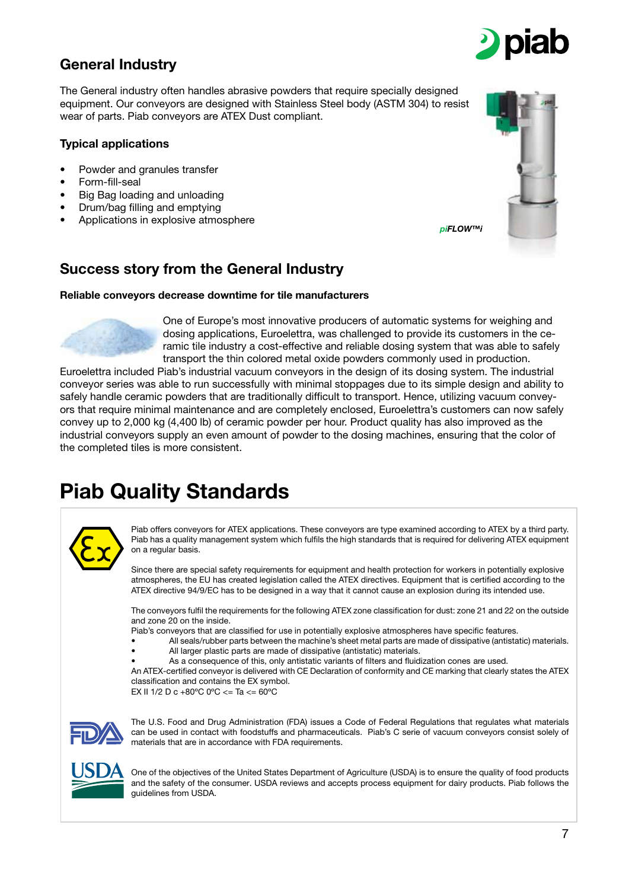## General Industry

The General industry often handles abrasive powders that require specially designed equipment. Our conveyors are designed with Stainless Steel body (ASTM 304) to resist wear of parts. Piab conveyors are ATEX Dust compliant.

### Typical applications

- Powder and granules transfer
- Form-fill-seal
- Big Bag loading and unloading
- Drum/bag filling and emptying
- Applications in explosive atmosphere

*piFLOW™i*

## Success story from the General Industry

**Reliable conveyors decrease downtime for tile manufacturers**

One of Europe's most innovative producers of automatic systems for weighing and dosing applications, Euroelettra, was challenged to provide its customers in the ceramic tile industry a cost-effective and reliable dosing system that was able to safely transport the thin colored metal oxide powders commonly used in production. Euroelettra included Piab's industrial vacuum conveyors in the design of its dosing system. The industrial conveyor series was able to run successfully with minimal stoppages due to its simple design and ability to safely handle ceramic powders that are traditionally difficult to transport. Hence, utilizing vacuum conveyors that require minimal maintenance and are completely enclosed, Euroelettra's customers can now safely convey up to 2,000 kg (4,400 lb) of ceramic powder per hour. Product quality has also improved as the industrial conveyors supply an even amount of powder to the dosing machines, ensuring that the color of the completed tiles is more consistent.

# Piab Quality Standards

Piab offers conveyors for ATEX applications. These conveyors are type examined according to ATEX by a third party. Piab has a quality management system which fulfils the high standards that is required for delivering ATEX equipment on a regular basis.

Since there are special safety requirements for equipment and health protection for workers in potentially explosive atmospheres, the EU has created legislation called the ATEX directives. Equipment that is certified according to the ATEX directive 94/9/EC has to be designed in a way that it cannot cause an explosion during its intended use.

The conveyors fulfil the requirements for the following ATEX zone classification for dust: zone 21 and 22 on the outside and zone 20 on the inside.
Piab's conveyors that are classified for use in potentially explosive atmospheres have specific features.

- All seals/rubber parts between the machine's sheet metal parts are made of dissipative (antistatic) materials.
- All larger plastic parts are made of dissipative (antistatic) materials.
- As a consequence of this, only antistatic variants of filters and fluidization cones are used.

An ATEX-certified conveyor is delivered with CE Declaration of conformity and CE marking that clearly states the ATEX classification and contains the EX symbol.
EX II 1/2 D c +80°C 0°C <= Ta <= 60°C

The U.S. Food and Drug Administration (FDA) issues a Code of Federal Regulations that regulates what materials can be used in contact with foodstuffs and pharmaceuticals. Piab's C serie of vacuum conveyors consist solely of materials that are in accordance with FDA requirements.

One of the objectives of the United States Department of Agriculture (USDA) is to ensure the quality of food products and the safety of the consumer. USDA reviews and accepts process equipment for dairy products. Piab follows the guidelines from USDA.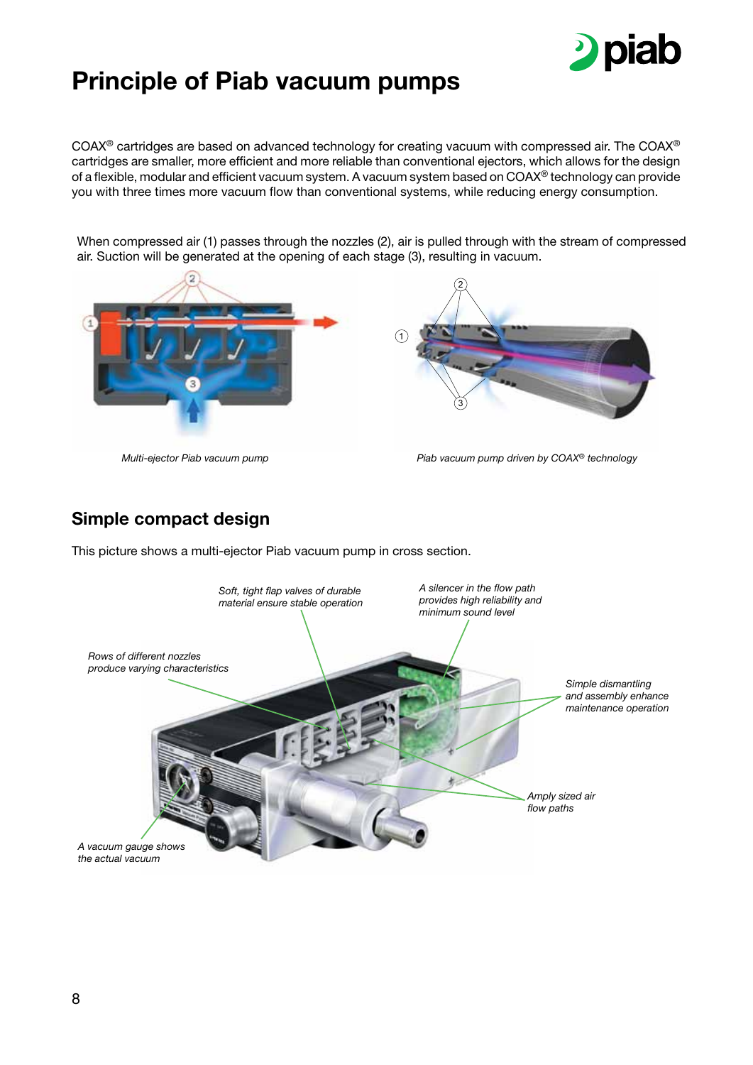# Principle of Piab vacuum pumps

COAX® cartridges are based on advanced technology for creating vacuum with compressed air. The COAX® cartridges are smaller, more efficient and more reliable than conventional ejectors, which allows for the design of a flexible, modular and efficient vacuum system. A vacuum system based on COAX® technology can provide you with three times more vacuum flow than conventional systems, while reducing energy consumption.

When compressed air (1) passes through the nozzles (2), air is pulled through with the stream of compressed air. Suction will be generated at the opening of each stage (3), resulting in vacuum.

*Multi-ejector Piab vacuum pump*

*Piab vacuum pump driven by COAX® technology*

## Simple compact design

This picture shows a multi-ejector Piab vacuum pump in cross section.

*Soft, tight flap valves of durable material ensure stable operation*

*A silencer in the flow path provides high reliability and minimum sound level*

*Rows of different nozzles produce varying characteristics*

*Simple dismantling and assembly enhance maintenance operation*

*Amply sized air flow paths*

*A vacuum gauge shows the actual vacuum*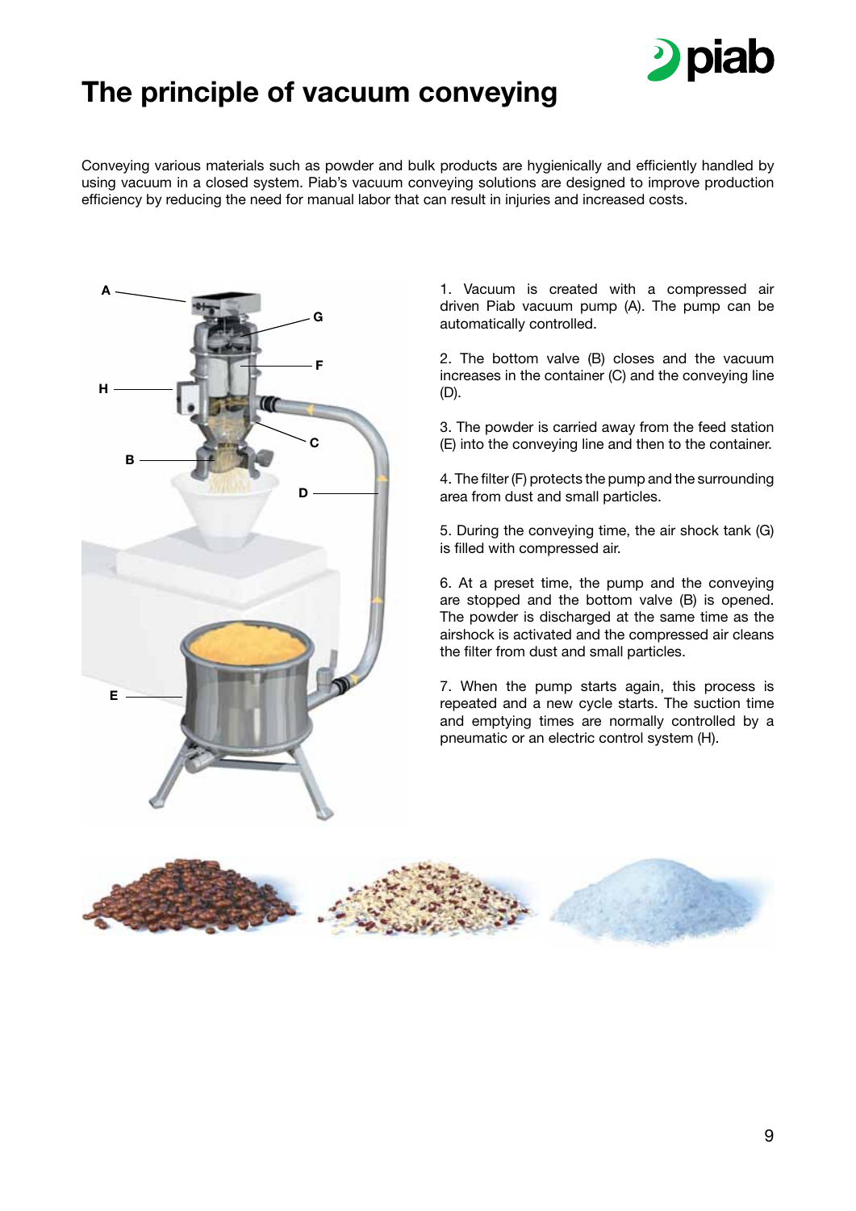# The principle of vacuum conveying

Conveying various materials such as powder and bulk products are hygienically and efficiently handled by using vacuum in a closed system. Piab's vacuum conveying solutions are designed to improve production efficiency by reducing the need for manual labor that can result in injuries and increased costs.

1. Vacuum is created with a compressed air driven Piab vacuum pump (A). The pump can be automatically controlled.

2. The bottom valve (B) closes and the vacuum increases in the container (C) and the conveying line (D).

3. The powder is carried away from the feed station (E) into the conveying line and then to the container.

4. The filter (F) protects the pump and the surrounding area from dust and small particles.

5. During the conveying time, the air shock tank (G) is filled with compressed air.

6. At a preset time, the pump and the conveying are stopped and the bottom valve (B) is opened. The powder is discharged at the same time as the airshock is activated and the compressed air cleans the filter from dust and small particles.

7. When the pump starts again, this process is repeated and a new cycle starts. The suction time and emptying times are normally controlled by a pneumatic or an electric control system (H).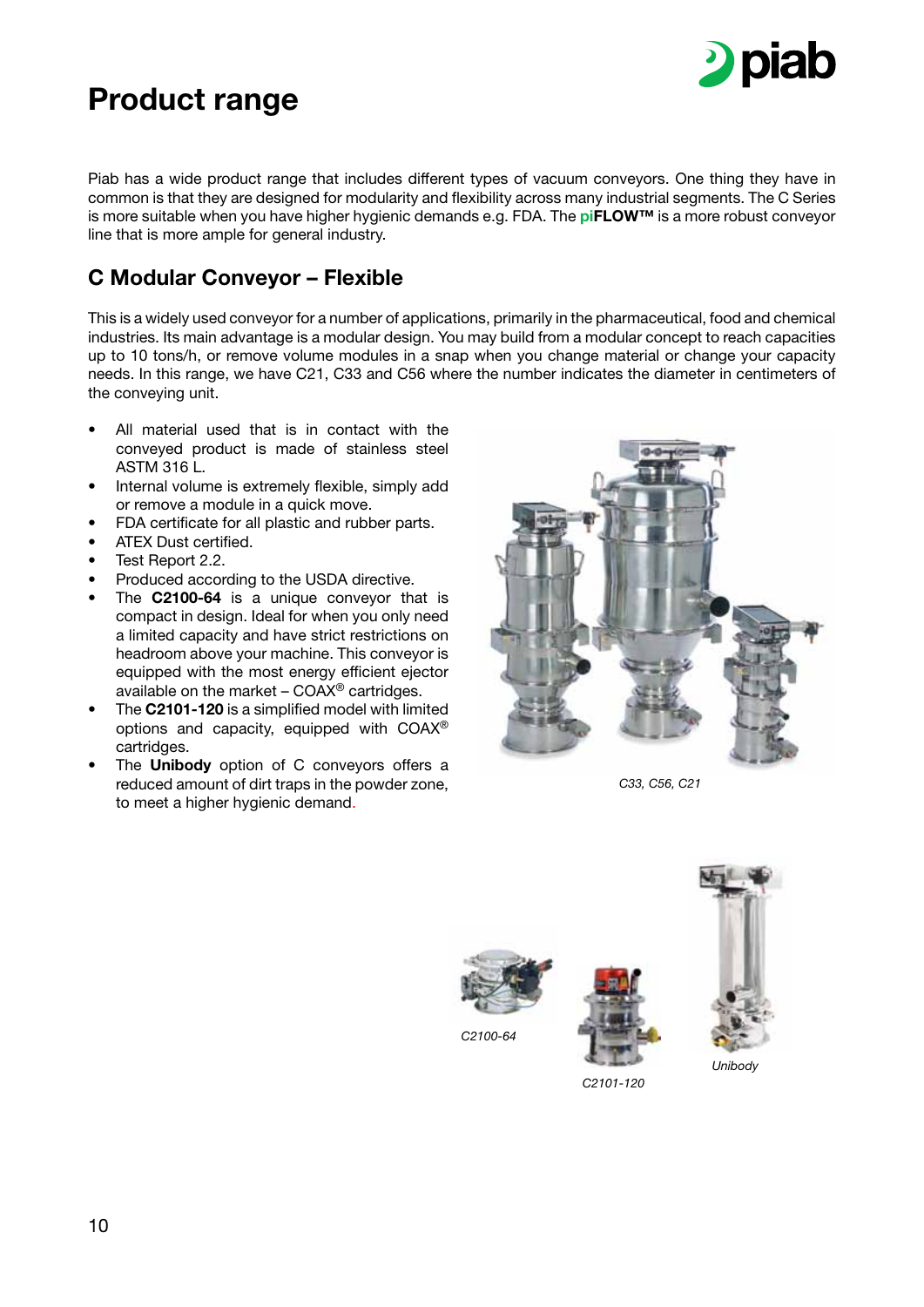# Product range

Piab has a wide product range that includes different types of vacuum conveyors. One thing they have in common is that they are designed for modularity and flexibility across many industrial segments. The C Series is more suitable when you have higher hygienic demands e.g. FDA. The **piFLOW™** is a more robust conveyor line that is more ample for general industry.

## C Modular Conveyor – Flexible

This is a widely used conveyor for a number of applications, primarily in the pharmaceutical, food and chemical industries. Its main advantage is a modular design. You may build from a modular concept to reach capacities up to 10 tons/h, or remove volume modules in a snap when you change material or change your capacity needs. In this range, we have C21, C33 and C56 where the number indicates the diameter in centimeters of the conveying unit.

- All material used that is in contact with the conveyed product is made of stainless steel ASTM 316 L.
- Internal volume is extremely flexible, simply add or remove a module in a quick move.
- FDA certificate for all plastic and rubber parts.
- ATEX Dust certified.
- Test Report 2.2.
- Produced according to the USDA directive.
- The **C2100-64** is a unique conveyor that is compact in design. Ideal for when you only need a limited capacity and have strict restrictions on headroom above your machine. This conveyor is equipped with the most energy efficient ejector available on the market – COAX® cartridges.
- The **C2101-120** is a simplified model with limited options and capacity, equipped with COAX® cartridges.
- The **Unibody** option of C conveyors offers a reduced amount of dirt traps in the powder zone, to meet a higher hygienic demand.

*C33, C56, C21*

*C2100-64*

*C2101-120*

*Unibody*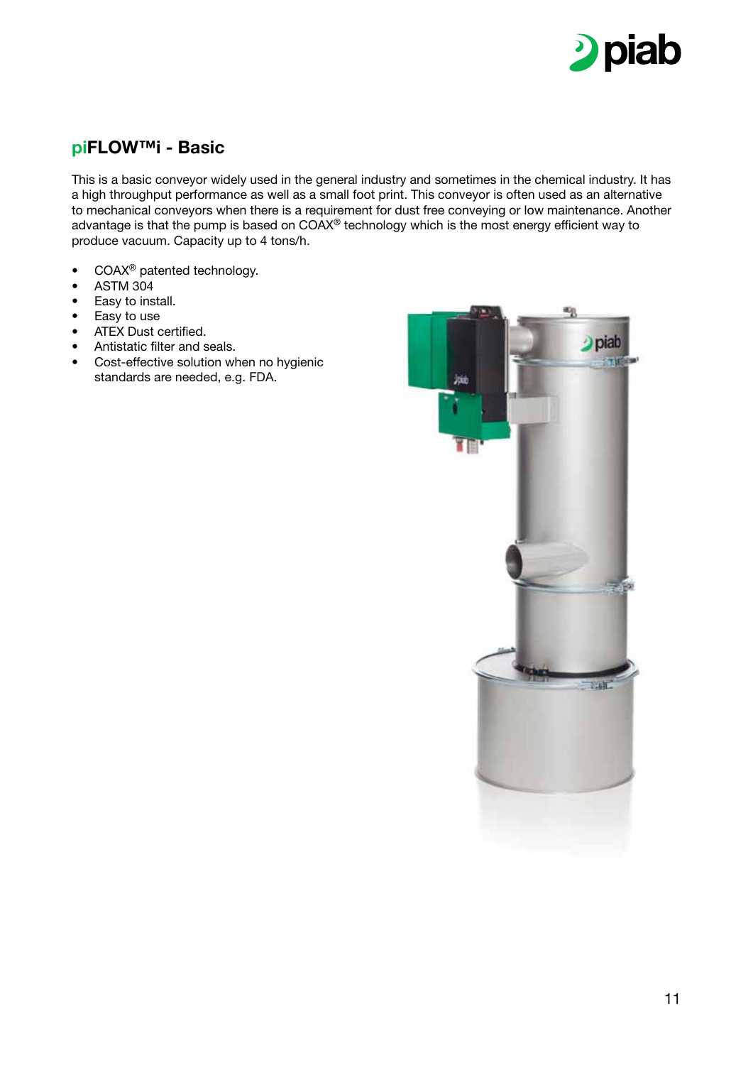## piFLOW™i - Basic

This is a basic conveyor widely used in the general industry and sometimes in the chemical industry. It has a high throughput performance as well as a small foot print. This conveyor is often used as an alternative to mechanical conveyors when there is a requirement for dust free conveying or low maintenance. Another advantage is that the pump is based on COAX® technology which is the most energy efficient way to produce vacuum. Capacity up to 4 tons/h.

- COAX® patented technology.
- ASTM 304
- Easy to install.
- Easy to use
- ATEX Dust certified.
- Antistatic filter and seals.
- Cost-effective solution when no hygienic standards are needed, e.g. FDA.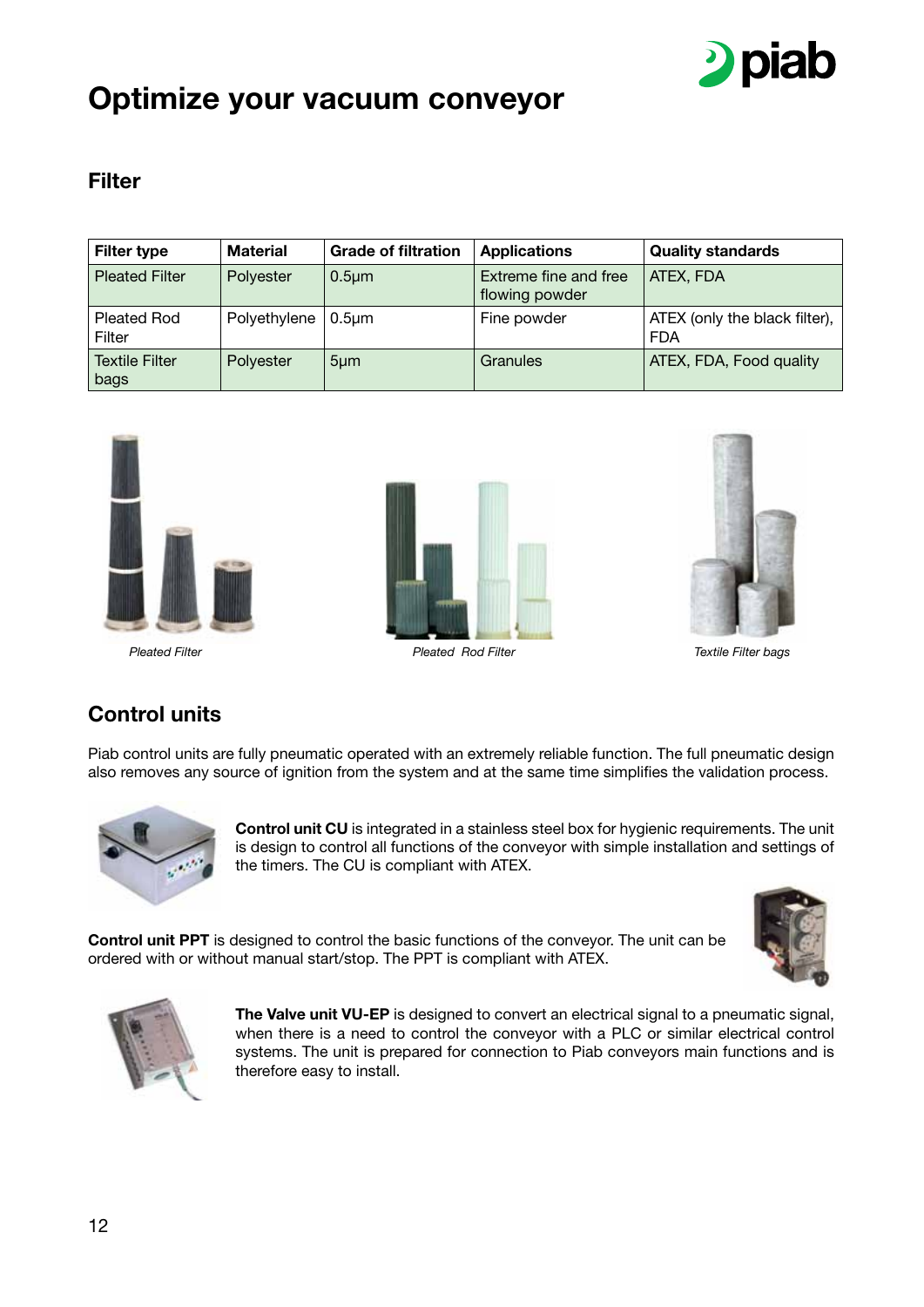# Optimize your vacuum conveyor

## Filter

| Filter type | Material | Grade of filtration | Applications | Quality standards |
|---|---|---|---|---|
| Pleated Filter | Polyester | 0.5µm | Extreme fine and free flowing powder | ATEX, FDA |
| Pleated Rod Filter | Polyethylene | 0.5µm | Fine powder | ATEX (only the black filter), FDA |
| Textile Filter bags | Polyester | 5µm | Granules | ATEX, FDA, Food quality |

*Pleated Filter*

*Pleated Rod Filter*

*Textile Filter bags*

## Control units

Piab control units are fully pneumatic operated with an extremely reliable function. The full pneumatic design also removes any source of ignition from the system and at the same time simplifies the validation process.

**Control unit CU** is integrated in a stainless steel box for hygienic requirements. The unit is design to control all functions of the conveyor with simple installation and settings of the timers. The CU is compliant with ATEX.

**Control unit PPT** is designed to control the basic functions of the conveyor. The unit can be ordered with or without manual start/stop. The PPT is compliant with ATEX.

**The Valve unit VU-EP** is designed to convert an electrical signal to a pneumatic signal, when there is a need to control the conveyor with a PLC or similar electrical control systems. The unit is prepared for connection to Piab conveyors main functions and is therefore easy to install.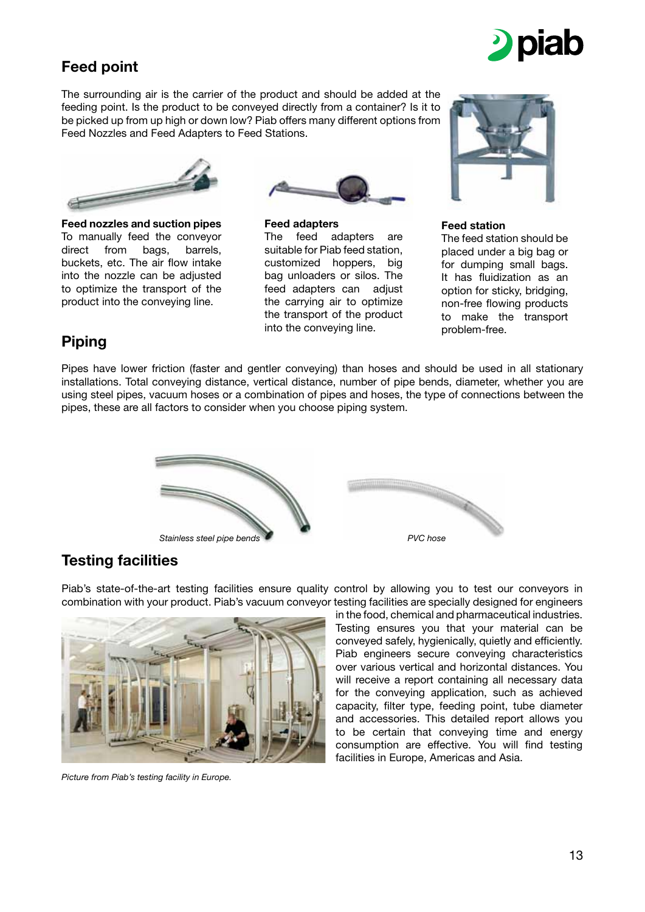## Feed point

The surrounding air is the carrier of the product and should be added at the feeding point. Is the product to be conveyed directly from a container? Is it to be picked up from up high or down low? Piab offers many different options from Feed Nozzles and Feed Adapters to Feed Stations.

**Feed nozzles and suction pipes**
To manually feed the conveyor direct from bags, barrels, buckets, etc. The air flow intake into the nozzle can be adjusted to optimize the transport of the product into the conveying line.

**Feed adapters**
The feed adapters are suitable for Piab feed station, customized hoppers, big bag unloaders or silos. The feed adapters can adjust the carrying air to optimize the transport of the product into the conveying line.

**Feed station**
The feed station should be placed under a big bag or for dumping small bags. It has fluidization as an option for sticky, bridging, non-free flowing products to make the transport problem-free.

## Piping

Pipes have lower friction (faster and gentler conveying) than hoses and should be used in all stationary installations. Total conveying distance, vertical distance, number of pipe bends, diameter, whether you are using steel pipes, vacuum hoses or a combination of pipes and hoses, the type of connections between the pipes, these are all factors to consider when you choose piping system.

*Stainless steel pipe bends*

*PVC hose*

## Testing facilities

Piab's state-of-the-art testing facilities ensure quality control by allowing you to test our conveyors in combination with your product. Piab's vacuum conveyor testing facilities are specially designed for engineers in the food, chemical and pharmaceutical industries. Testing ensures you that your material can be conveyed safely, hygienically, quietly and efficiently. Piab engineers secure conveying characteristics over various vertical and horizontal distances. You will receive a report containing all necessary data for the conveying application, such as achieved capacity, filter type, feeding point, tube diameter and accessories. This detailed report allows you to be certain that conveying time and energy consumption are effective. You will find testing facilities in Europe, Americas and Asia.

*Picture from Piab's testing facility in Europe.*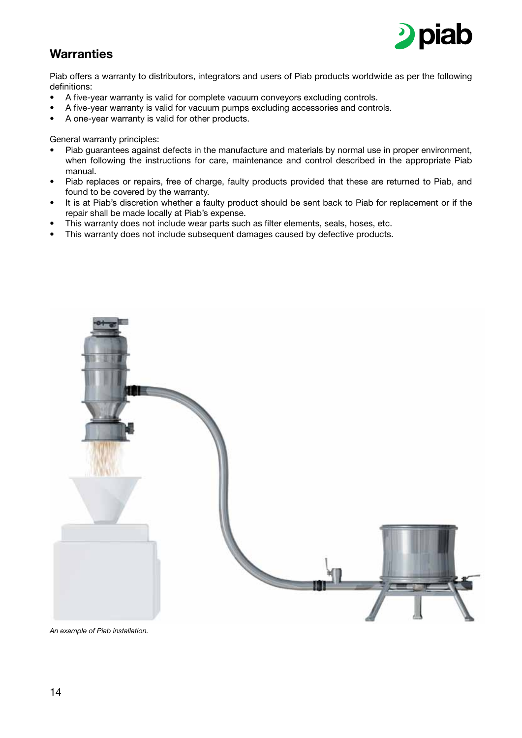## Warranties

Piab offers a warranty to distributors, integrators and users of Piab products worldwide as per the following definitions:

- A five-year warranty is valid for complete vacuum conveyors excluding controls.
- A five-year warranty is valid for vacuum pumps excluding accessories and controls.
- A one-year warranty is valid for other products.

General warranty principles:

- Piab guarantees against defects in the manufacture and materials by normal use in proper environment, when following the instructions for care, maintenance and control described in the appropriate Piab manual.
- Piab replaces or repairs, free of charge, faulty products provided that these are returned to Piab, and found to be covered by the warranty.
- It is at Piab's discretion whether a faulty product should be sent back to Piab for replacement or if the repair shall be made locally at Piab's expense.
- This warranty does not include wear parts such as filter elements, seals, hoses, etc.
- This warranty does not include subsequent damages caused by defective products.

*An example of Piab installation.*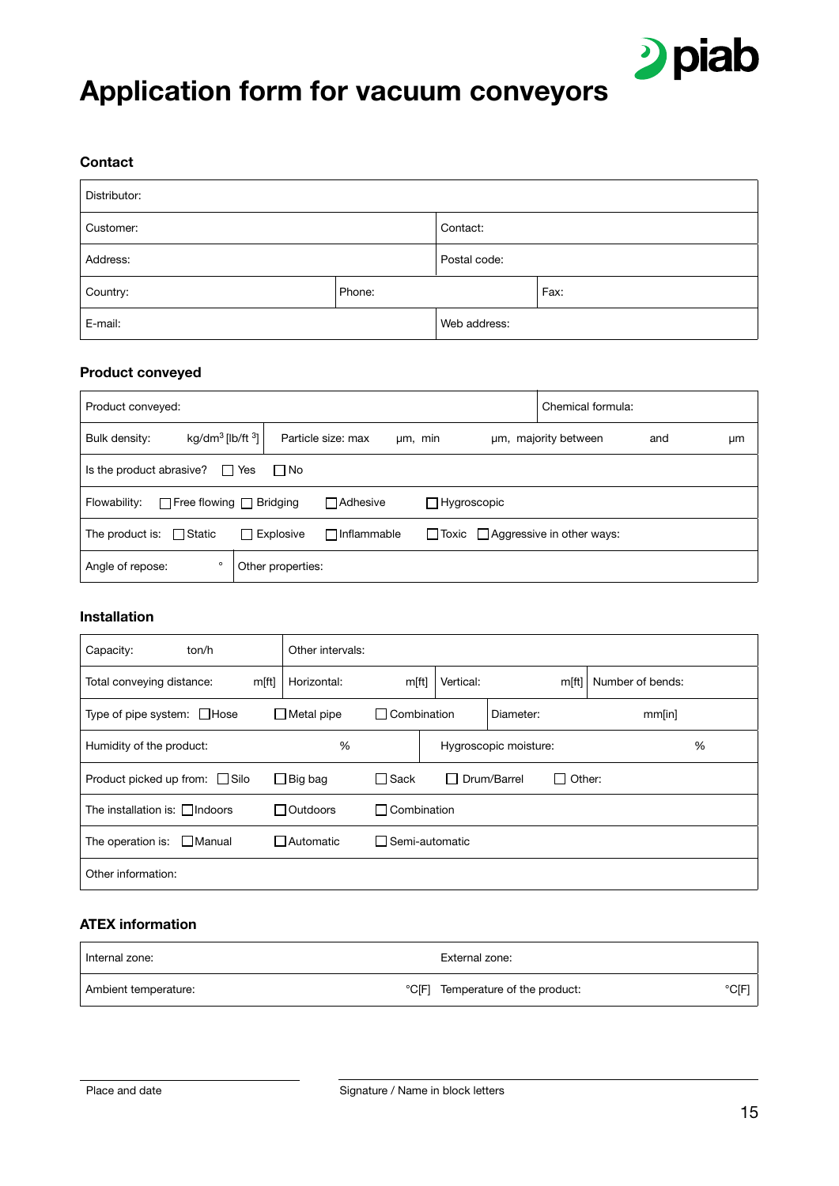# Application form for vacuum conveyors

## Contact

| Distributor: | | |
|---|---|---|
| Customer: | Contact: | |
| Address: | Postal code: | |
| Country: | Phone: | Fax: |
| E-mail: | Web address: | |

## Product conveyed

| Product conveyed: | | Chemical formula: |
|---|---|---|
| Bulk density: kg/dm$^3$ [lb/ft $^3$] | Particle size: max µm, min µm, majority between and µm | |
| Is the product abrasive? ☐ Yes ☐ No | | |
| Flowability: ☐ Free flowing ☐ Bridging ☐ Adhesive ☐ Hygroscopic | | |
| The product is: ☐ Static ☐ Explosive ☐ Inflammable ☐ Toxic ☐ Aggressive in other ways: | | |
| Angle of repose: ° | Other properties: | |

## Installation

| Capacity: ton/h | Other intervals: | | |
|---|---|---|---|
| Total conveying distance: m[ft] | Horizontal: m[ft] | Vertical: m[ft] | Number of bends: |
| Type of pipe system: ☐ Hose ☐ Metal pipe ☐ Combination | | Diameter: mm[in] | |
| Humidity of the product: % | | Hygroscopic moisture: % | |
| Product picked up from: ☐ Silo ☐ Big bag ☐ Sack ☐ Drum/Barrel ☐ Other: | | | |
| The installation is: ☐ Indoors ☐ Outdoors ☐ Combination | | | |
| The operation is: ☐ Manual ☐ Automatic ☐ Semi-automatic | | | |
| Other information: | | | |

## ATEX information

| Internal zone: | External zone: |
|---|---|
| Ambient temperature: °C[F] | Temperature of the product: °C[F] |

Place and date

Signature / Name in block letters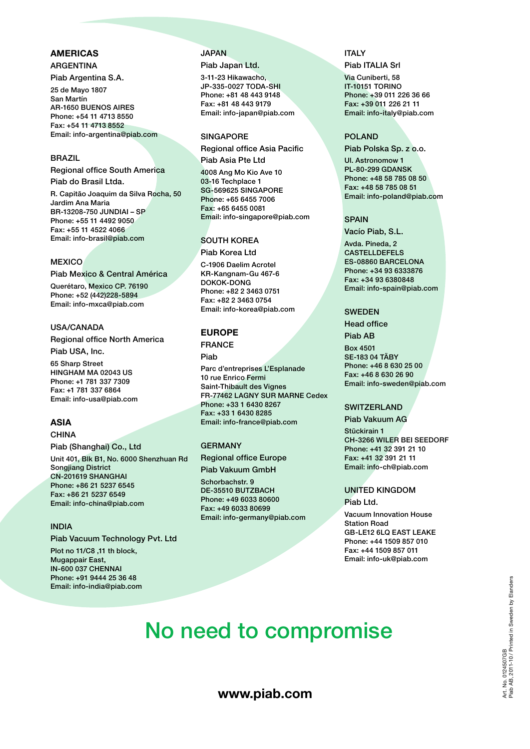## AMERICAS

### ARGENTINA

Piab Argentina S.A.

25 de Mayo 1807
San Martín
AR-1650 BUENOS AIRES
Phone: +54 11 4713 8550
Fax: +54 11 4713 8552
Email: info-argentina@piab.com

### BRAZIL

Regional office South America
Piab do Brasil Ltda.

R. Capitão Joaquim da Silva Rocha, 50
Jardim Ana Maria
BR-13208-750 JUNDIAI – SP
Phone: +55 11 4492 9050
Fax: +55 11 4522 4066
Email: info-brasil@piab.com

### MEXICO

Piab Mexico & Central América

Querétaro, Mexico CP. 76190
Phone: +52 (442)228-5894
Email: info-mxca@piab.com

### USA/CANADA

Regional office North America
Piab USA, Inc.

65 Sharp Street
HINGHAM MA 02043 US
Phone: +1 781 337 7309
Fax: +1 781 337 6864
Email: info-usa@piab.com

## ASIA

### CHINA

Piab (Shanghai) Co., Ltd

Unit 401, Blk B1, No. 6000 Shenzhuan Rd
Songjiang District
CN-201619 SHANGHAI
Phone: +86 21 5237 6545
Fax: +86 21 5237 6549
Email: info-china@piab.com

### INDIA

Piab Vacuum Technology Pvt. Ltd

Plot no 11/C8 ,11 th block,
Mugappair East,
IN-600 037 CHENNAI
Phone: +91 9444 25 36 48
Email: info-india@piab.com

### JAPAN

Piab Japan Ltd.

3-11-23 Hikawacho,
JP-335-0027 TODA-SHI
Phone: +81 48 443 9148
Fax: +81 48 443 9179
Email: info-japan@piab.com

### SINGAPORE

Regional office Asia Pacific
Piab Asia Pte Ltd

4008 Ang Mo Kio Ave 10
03-16 Techplace 1
SG-569625 SINGAPORE
Phone: +65 6455 7006
Fax: +65 6455 0081
Email: info-singapore@piab.com

### SOUTH KOREA

Piab Korea Ltd

C-1906 Daelim Acrotel
KR-Kangnam-Gu 467-6
DOKOK-DONG
Phone: +82 2 3463 0751
Fax: +82 2 3463 0754
Email: info-korea@piab.com

## EUROPE

### FRANCE

Piab

Parc d'entreprises L'Esplanade
10 rue Enrico Fermi
Saint-Thibault des Vignes
FR-77462 LAGNY SUR MARNE Cedex
Phone: +33 1 6430 8267
Fax: +33 1 6430 8285
Email: info-france@piab.com

### GERMANY

Regional office Europe
Piab Vakuum GmbH

Schorbachstr. 9
DE-35510 BUTZBACH
Phone: +49 6033 80600
Fax: +49 6033 80699
Email: info-germany@piab.com

### ITALY

Piab ITALIA Srl

Via Cuniberti, 58
IT-10151 TORINO
Phone: +39 011 226 36 66
Fax: +39 011 226 21 11
Email: info-italy@piab.com

### POLAND

Piab Polska Sp. z o.o.

Ul. Astronomow 1
PL-80-299 GDANSK
Phone: +48 58 785 08 50
Fax: +48 58 785 08 51
Email: info-poland@piab.com

### SPAIN

Vacío Piab, S.L.

Avda. Pineda, 2
CASTELLDEFELS
ES-08860 BARCELONA
Phone: +34 93 6333876
Fax: +34 93 6380848
Email: info-spain@piab.com

### SWEDEN

Head office
Piab AB

Box 4501
SE-183 04 TÄBY
Phone: +46 8 630 25 00
Fax: +46 8 630 26 90
Email: info-sweden@piab.com

### SWITZERLAND

Piab Vakuum AG

Stückirain 1
CH-3266 WILER BEI SEEDORF
Phone: +41 32 391 21 10
Fax: +41 32 391 21 11
Email: info-ch@piab.com

### UNITED KINGDOM

Piab Ltd.

Vacuum Innovation House
Station Road
GB-LE12 6LQ EAST LEAKE
Phone: +44 1509 857 010
Fax: +44 1509 857 011
Email: info-uk@piab.com

# No need to compromise

**www.piab.com**

Art. No. 0124507GB
Piab AB, 2011-10/ Printed in Sweden by Elanders